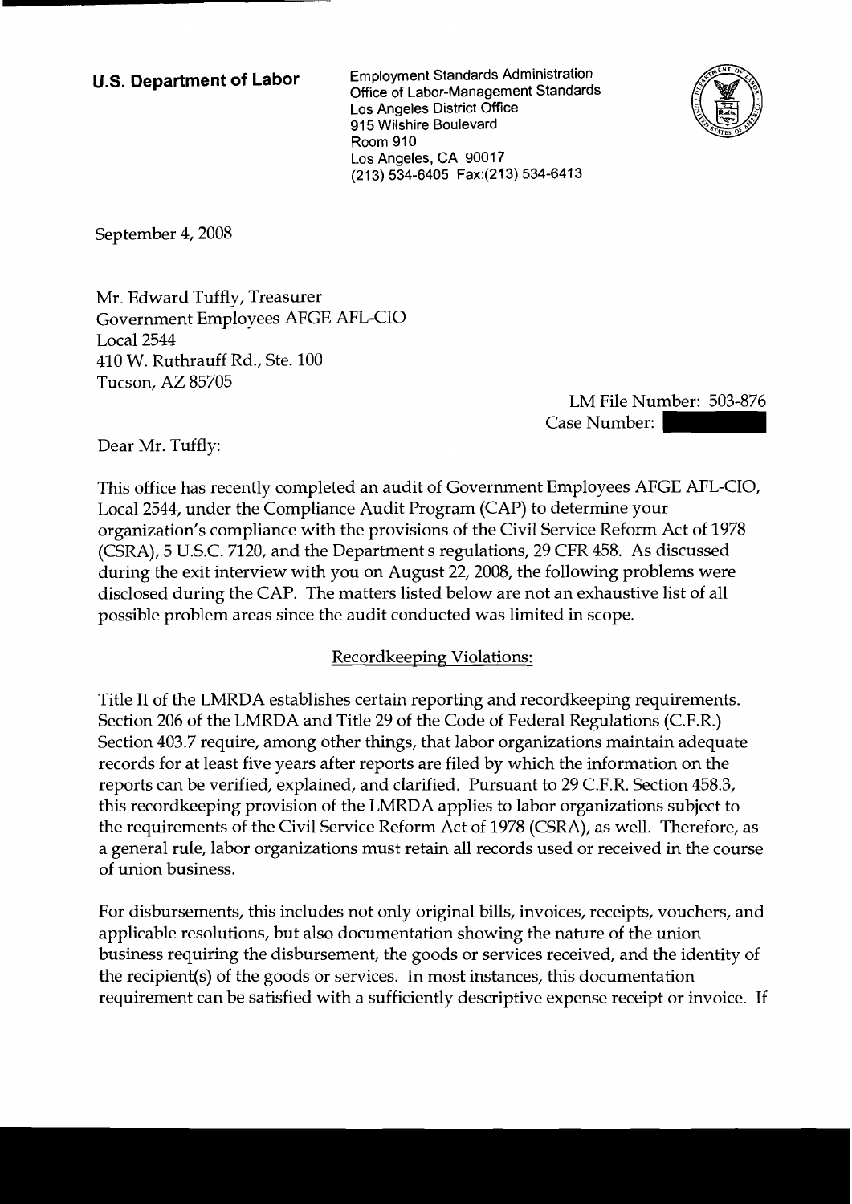**U.S. Department of Labor**

Employment Standards Administration
Office of Labor-Management Standards
Los Angeles District Office
915 Wilshire Boulevard
Room 910
Los Angeles, CA 90017
(213) 534-6405 Fax:(213) 534-6413

September 4, 2008

Mr. Edward Tuffly, Treasurer
Government Employees AFGE AFL-CIO
Local 2544
410 W. Ruthrauff Rd., Ste. 100
Tucson, AZ 85705

LM File Number: 503-876
Case Number:

Dear Mr. Tuffly:

This office has recently completed an audit of Government Employees AFGE AFL-CIO, Local 2544, under the Compliance Audit Program (CAP) to determine your organization's compliance with the provisions of the Civil Service Reform Act of 1978 (CSRA), 5 U.S.C. 7120, and the Department's regulations, 29 CFR 458. As discussed during the exit interview with you on August 22, 2008, the following problems were disclosed during the CAP. The matters listed below are not an exhaustive list of all possible problem areas since the audit conducted was limited in scope.

Recordkeeping Violations:

Title II of the LMRDA establishes certain reporting and recordkeeping requirements. Section 206 of the LMRDA and Title 29 of the Code of Federal Regulations (C.F.R.) Section 403.7 require, among other things, that labor organizations maintain adequate records for at least five years after reports are filed by which the information on the reports can be verified, explained, and clarified. Pursuant to 29 C.F.R. Section 458.3, this recordkeeping provision of the LMRDA applies to labor organizations subject to the requirements of the Civil Service Reform Act of 1978 (CSRA), as well. Therefore, as a general rule, labor organizations must retain all records used or received in the course of union business.

For disbursements, this includes not only original bills, invoices, receipts, vouchers, and applicable resolutions, but also documentation showing the nature of the union business requiring the disbursement, the goods or services received, and the identity of the recipient(s) of the goods or services. In most instances, this documentation requirement can be satisfied with a sufficiently descriptive expense receipt or invoice. If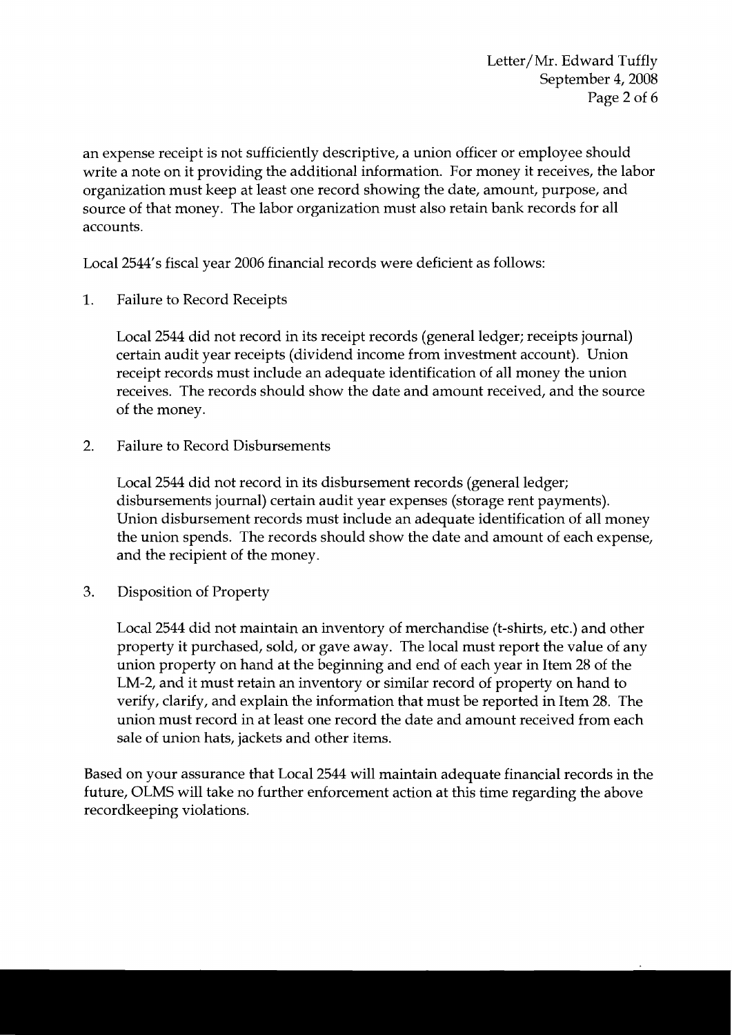an expense receipt is not sufficiently descriptive, a union officer or employee should write a note on it providing the additional information. For money it receives, the labor organization must keep at least one record showing the date, amount, purpose, and source of that money. The labor organization must also retain bank records for all accounts.

Local 2544's fiscal year 2006 financial records were deficient as follows:

1. Failure to Record Receipts

   Local 2544 did not record in its receipt records (general ledger; receipts journal) certain audit year receipts (dividend income from investment account). Union receipt records must include an adequate identification of all money the union receives. The records should show the date and amount received, and the source of the money.

2. Failure to Record Disbursements

   Local 2544 did not record in its disbursement records (general ledger; disbursements journal) certain audit year expenses (storage rent payments). Union disbursement records must include an adequate identification of all money the union spends. The records should show the date and amount of each expense, and the recipient of the money.

3. Disposition of Property

   Local 2544 did not maintain an inventory of merchandise (t-shirts, etc.) and other property it purchased, sold, or gave away. The local must report the value of any union property on hand at the beginning and end of each year in Item 28 of the LM-2, and it must retain an inventory or similar record of property on hand to verify, clarify, and explain the information that must be reported in Item 28. The union must record in at least one record the date and amount received from each sale of union hats, jackets and other items.

Based on your assurance that Local 2544 will maintain adequate financial records in the future, OLMS will take no further enforcement action at this time regarding the above recordkeeping violations.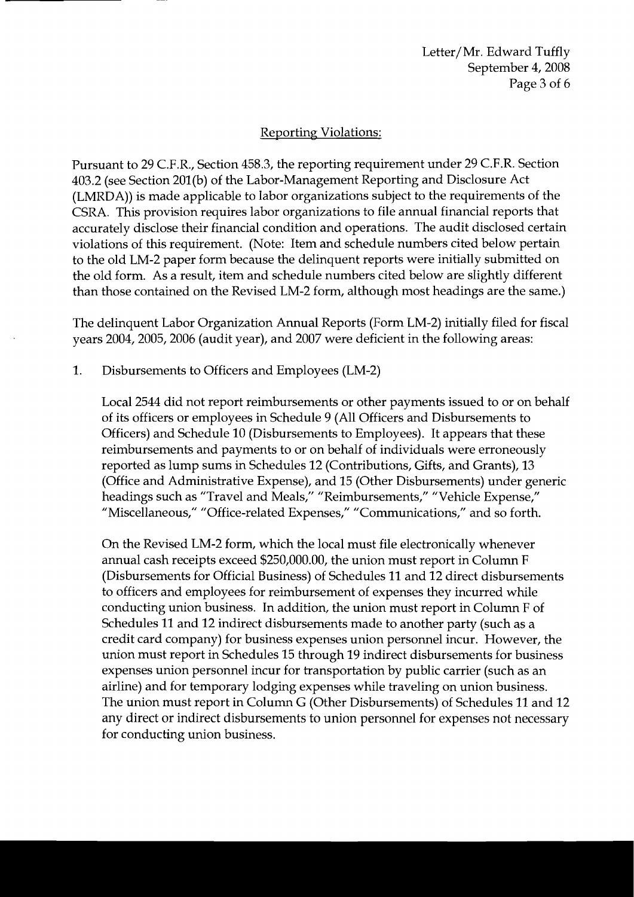## Reporting Violations:

Pursuant to 29 C.F.R., Section 458.3, the reporting requirement under 29 C.F.R. Section 403.2 (see Section 201(b) of the Labor-Management Reporting and Disclosure Act (LMRDA)) is made applicable to labor organizations subject to the requirements of the CSRA. This provision requires labor organizations to file annual financial reports that accurately disclose their financial condition and operations. The audit disclosed certain violations of this requirement. (Note: Item and schedule numbers cited below pertain to the old LM-2 paper form because the delinquent reports were initially submitted on the old form. As a result, item and schedule numbers cited below are slightly different than those contained on the Revised LM-2 form, although most headings are the same.)

The delinquent Labor Organization Annual Reports (Form LM-2) initially filed for fiscal years 2004, 2005, 2006 (audit year), and 2007 were deficient in the following areas:

1. Disbursements to Officers and Employees (LM-2)

   Local 2544 did not report reimbursements or other payments issued to or on behalf of its officers or employees in Schedule 9 (All Officers and Disbursements to Officers) and Schedule 10 (Disbursements to Employees). It appears that these reimbursements and payments to or on behalf of individuals were erroneously reported as lump sums in Schedules 12 (Contributions, Gifts, and Grants), 13 (Office and Administrative Expense), and 15 (Other Disbursements) under generic headings such as "Travel and Meals," "Reimbursements," "Vehicle Expense," "Miscellaneous," "Office-related Expenses," "Communications," and so forth.

   On the Revised LM-2 form, which the local must file electronically whenever annual cash receipts exceed $250,000.00, the union must report in Column F (Disbursements for Official Business) of Schedules 11 and 12 direct disbursements to officers and employees for reimbursement of expenses they incurred while conducting union business. In addition, the union must report in Column F of Schedules 11 and 12 indirect disbursements made to another party (such as a credit card company) for business expenses union personnel incur. However, the union must report in Schedules 15 through 19 indirect disbursements for business expenses union personnel incur for transportation by public carrier (such as an airline) and for temporary lodging expenses while traveling on union business. The union must report in Column G (Other Disbursements) of Schedules 11 and 12 any direct or indirect disbursements to union personnel for expenses not necessary for conducting union business.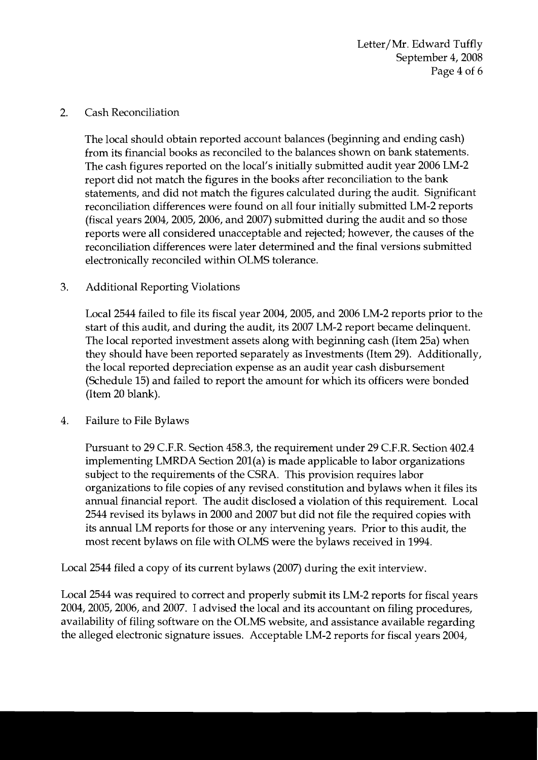2. Cash Reconciliation

   The local should obtain reported account balances (beginning and ending cash) from its financial books as reconciled to the balances shown on bank statements. The cash figures reported on the local's initially submitted audit year 2006 LM-2 report did not match the figures in the books after reconciliation to the bank statements, and did not match the figures calculated during the audit. Significant reconciliation differences were found on all four initially submitted LM-2 reports (fiscal years 2004, 2005, 2006, and 2007) submitted during the audit and so those reports were all considered unacceptable and rejected; however, the causes of the reconciliation differences were later determined and the final versions submitted electronically reconciled within OLMS tolerance.

3. Additional Reporting Violations

   Local 2544 failed to file its fiscal year 2004, 2005, and 2006 LM-2 reports prior to the start of this audit, and during the audit, its 2007 LM-2 report became delinquent. The local reported investment assets along with beginning cash (Item 25a) when they should have been reported separately as Investments (Item 29). Additionally, the local reported depreciation expense as an audit year cash disbursement (Schedule 15) and failed to report the amount for which its officers were bonded (Item 20 blank).

4. Failure to File Bylaws

   Pursuant to 29 C.F.R. Section 458.3, the requirement under 29 C.F.R. Section 402.4 implementing LMRDA Section 201(a) is made applicable to labor organizations subject to the requirements of the CSRA. This provision requires labor organizations to file copies of any revised constitution and bylaws when it files its annual financial report. The audit disclosed a violation of this requirement. Local 2544 revised its bylaws in 2000 and 2007 but did not file the required copies with its annual LM reports for those or any intervening years. Prior to this audit, the most recent bylaws on file with OLMS were the bylaws received in 1994.

Local 2544 filed a copy of its current bylaws (2007) during the exit interview.

Local 2544 was required to correct and properly submit its LM-2 reports for fiscal years 2004, 2005, 2006, and 2007. I advised the local and its accountant on filing procedures, availability of filing software on the OLMS website, and assistance available regarding the alleged electronic signature issues. Acceptable LM-2 reports for fiscal years 2004,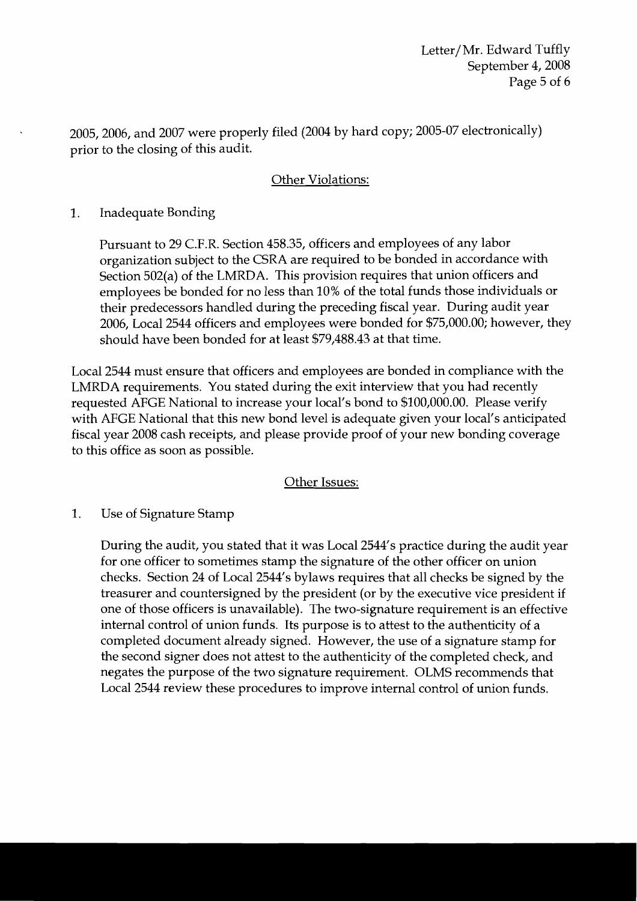2005, 2006, and 2007 were properly filed (2004 by hard copy; 2005-07 electronically) prior to the closing of this audit.

## Other Violations:

1. Inadequate Bonding

   Pursuant to 29 C.F.R. Section 458.35, officers and employees of any labor organization subject to the CSRA are required to be bonded in accordance with Section 502(a) of the LMRDA. This provision requires that union officers and employees be bonded for no less than 10% of the total funds those individuals or their predecessors handled during the preceding fiscal year. During audit year 2006, Local 2544 officers and employees were bonded for $75,000.00; however, they should have been bonded for at least $79,488.43 at that time.

Local 2544 must ensure that officers and employees are bonded in compliance with the LMRDA requirements. You stated during the exit interview that you had recently requested AFGE National to increase your local's bond to $100,000.00. Please verify with AFGE National that this new bond level is adequate given your local's anticipated fiscal year 2008 cash receipts, and please provide proof of your new bonding coverage to this office as soon as possible.

## Other Issues:

1. Use of Signature Stamp

   During the audit, you stated that it was Local 2544's practice during the audit year for one officer to sometimes stamp the signature of the other officer on union checks. Section 24 of Local 2544's bylaws requires that all checks be signed by the treasurer and countersigned by the president (or by the executive vice president if one of those officers is unavailable). The two-signature requirement is an effective internal control of union funds. Its purpose is to attest to the authenticity of a completed document already signed. However, the use of a signature stamp for the second signer does not attest to the authenticity of the completed check, and negates the purpose of the two signature requirement. OLMS recommends that Local 2544 review these procedures to improve internal control of union funds.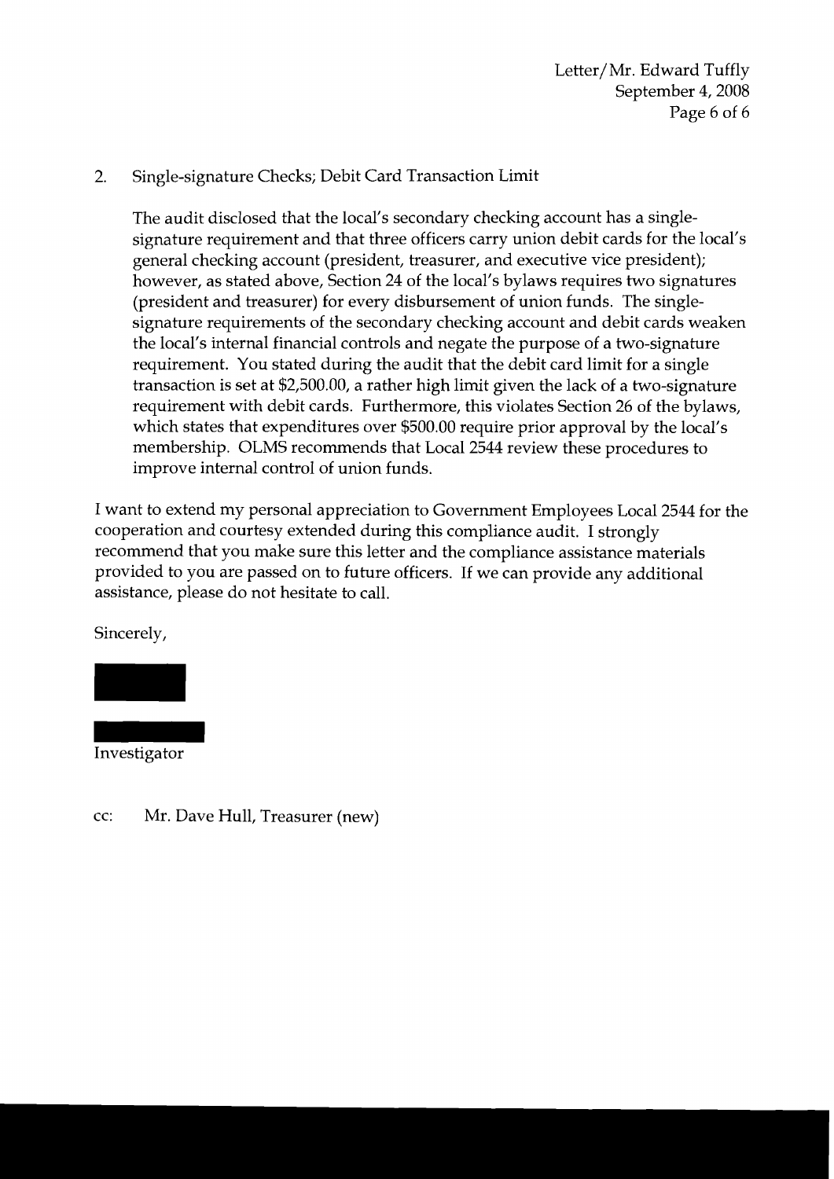2. Single-signature Checks; Debit Card Transaction Limit

   The audit disclosed that the local's secondary checking account has a single-signature requirement and that three officers carry union debit cards for the local's general checking account (president, treasurer, and executive vice president); however, as stated above, Section 24 of the local's bylaws requires two signatures (president and treasurer) for every disbursement of union funds. The single-signature requirements of the secondary checking account and debit cards weaken the local's internal financial controls and negate the purpose of a two-signature requirement. You stated during the audit that the debit card limit for a single transaction is set at $2,500.00, a rather high limit given the lack of a two-signature requirement with debit cards. Furthermore, this violates Section 26 of the bylaws, which states that expenditures over $500.00 require prior approval by the local's membership. OLMS recommends that Local 2544 review these procedures to improve internal control of union funds.

I want to extend my personal appreciation to Government Employees Local 2544 for the cooperation and courtesy extended during this compliance audit. I strongly recommend that you make sure this letter and the compliance assistance materials provided to you are passed on to future officers. If we can provide any additional assistance, please do not hesitate to call.

Sincerely,

Investigator

cc: Mr. Dave Hull, Treasurer (new)